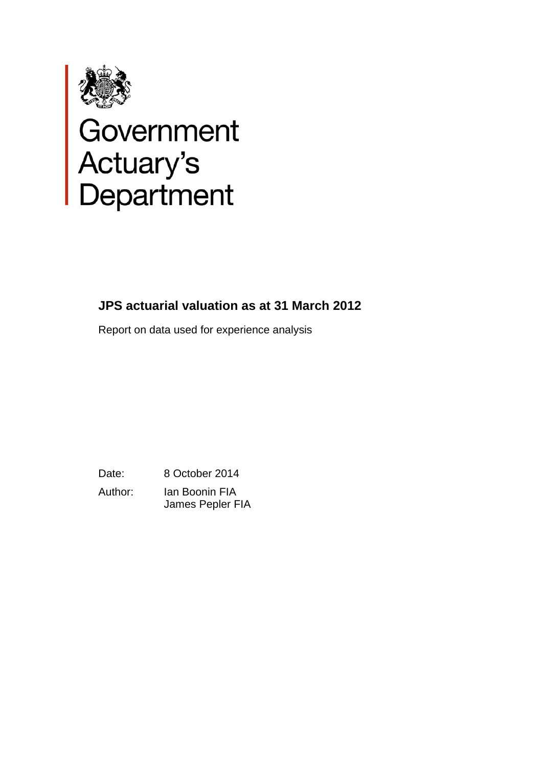Government Actuary's Department

# JPS actuarial valuation as at 31 March 2012

Report on data used for experience analysis

Date: 8 October 2014

Author: Ian Boonin FIA
James Pepler FIA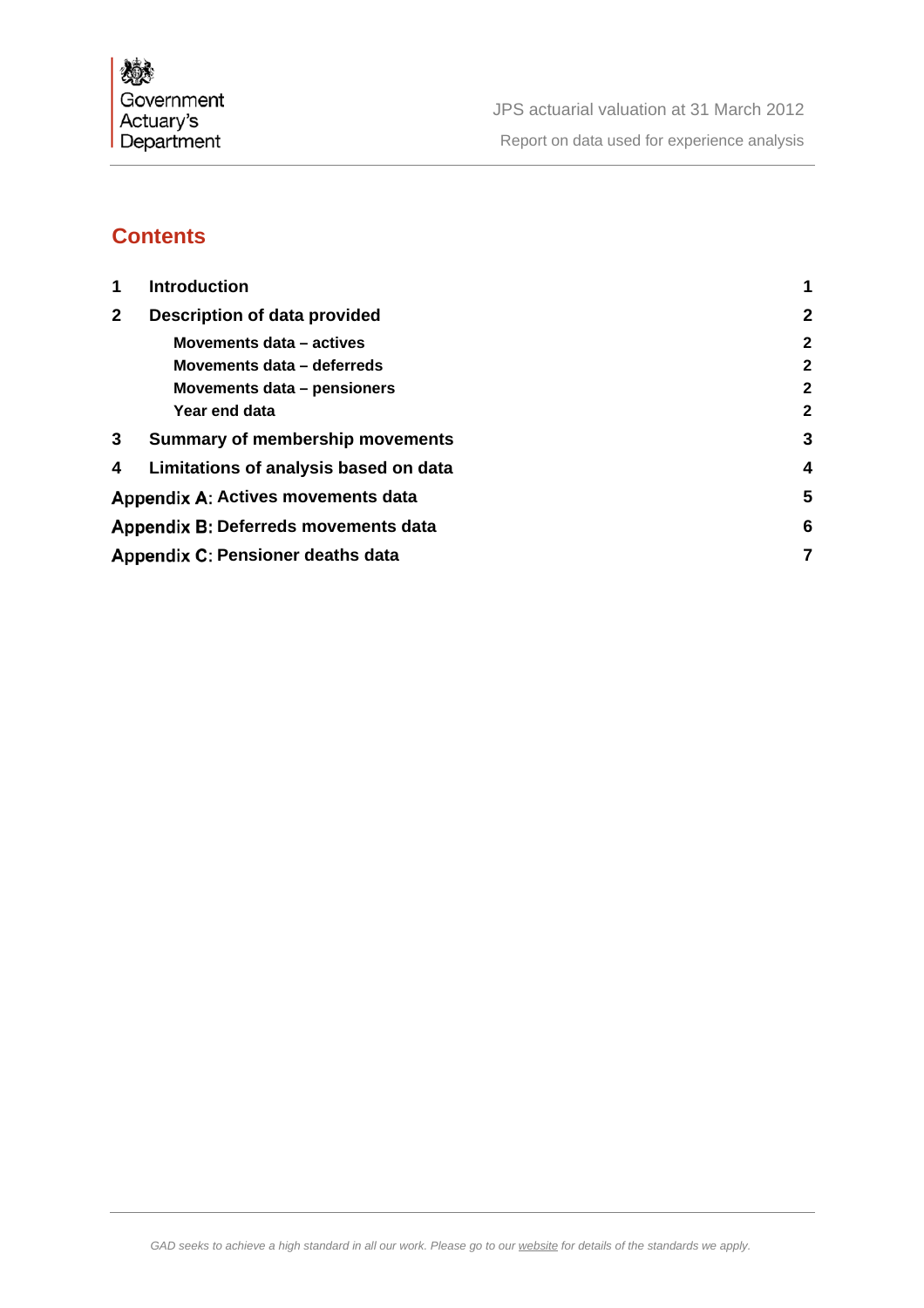## Contents

| | | |
|---|---|---|
| 1 | Introduction | 1 |
| 2 | Description of data provided | 2 |
| | Movements data – actives | 2 |
| | Movements data – deferreds | 2 |
| | Movements data – pensioners | 2 |
| | Year end data | 2 |
| 3 | Summary of membership movements | 3 |
| 4 | Limitations of analysis based on data | 4 |
| Appendix A: | Actives movements data | 5 |
| Appendix B: | Deferreds movements data | 6 |
| Appendix C: | Pensioner deaths data | 7 |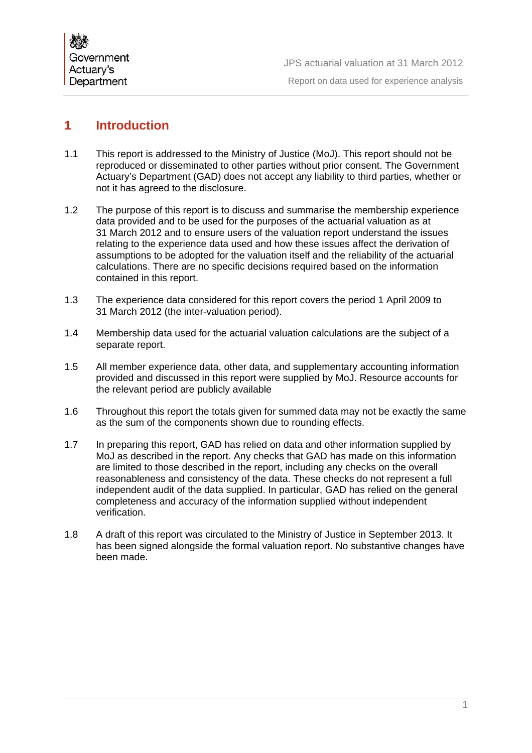# 1 Introduction

1.1 This report is addressed to the Ministry of Justice (MoJ). This report should not be reproduced or disseminated to other parties without prior consent. The Government Actuary's Department (GAD) does not accept any liability to third parties, whether or not it has agreed to the disclosure.

1.2 The purpose of this report is to discuss and summarise the membership experience data provided and to be used for the purposes of the actuarial valuation as at 31 March 2012 and to ensure users of the valuation report understand the issues relating to the experience data used and how these issues affect the derivation of assumptions to be adopted for the valuation itself and the reliability of the actuarial calculations. There are no specific decisions required based on the information contained in this report.

1.3 The experience data considered for this report covers the period 1 April 2009 to 31 March 2012 (the inter-valuation period).

1.4 Membership data used for the actuarial valuation calculations are the subject of a separate report.

1.5 All member experience data, other data, and supplementary accounting information provided and discussed in this report were supplied by MoJ. Resource accounts for the relevant period are publicly available

1.6 Throughout this report the totals given for summed data may not be exactly the same as the sum of the components shown due to rounding effects.

1.7 In preparing this report, GAD has relied on data and other information supplied by MoJ as described in the report. Any checks that GAD has made on this information are limited to those described in the report, including any checks on the overall reasonableness and consistency of the data. These checks do not represent a full independent audit of the data supplied. In particular, GAD has relied on the general completeness and accuracy of the information supplied without independent verification.

1.8 A draft of this report was circulated to the Ministry of Justice in September 2013. It has been signed alongside the formal valuation report. No substantive changes have been made.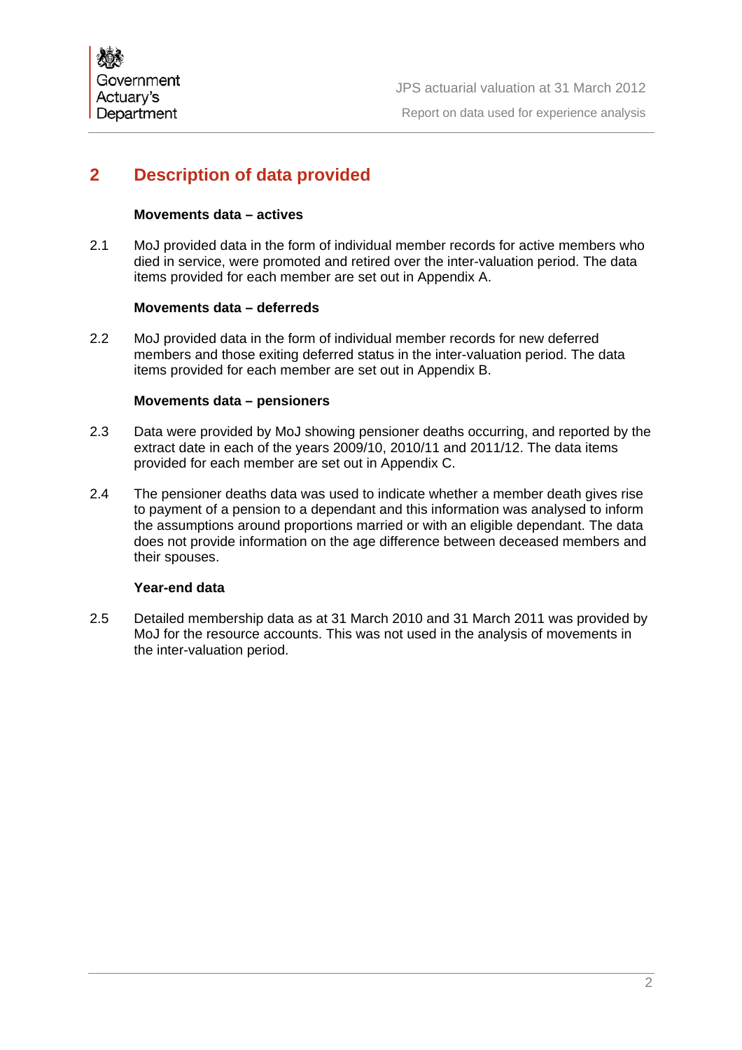# 2 Description of data provided

### Movements data – actives

2.1 MoJ provided data in the form of individual member records for active members who died in service, were promoted and retired over the inter-valuation period. The data items provided for each member are set out in Appendix A.

### Movements data – deferreds

2.2 MoJ provided data in the form of individual member records for new deferred members and those exiting deferred status in the inter-valuation period. The data items provided for each member are set out in Appendix B.

### Movements data – pensioners

2.3 Data were provided by MoJ showing pensioner deaths occurring, and reported by the extract date in each of the years 2009/10, 2010/11 and 2011/12. The data items provided for each member are set out in Appendix C.

2.4 The pensioner deaths data was used to indicate whether a member death gives rise to payment of a pension to a dependant and this information was analysed to inform the assumptions around proportions married or with an eligible dependant. The data does not provide information on the age difference between deceased members and their spouses.

### Year-end data

2.5 Detailed membership data as at 31 March 2010 and 31 March 2011 was provided by MoJ for the resource accounts. This was not used in the analysis of movements in the inter-valuation period.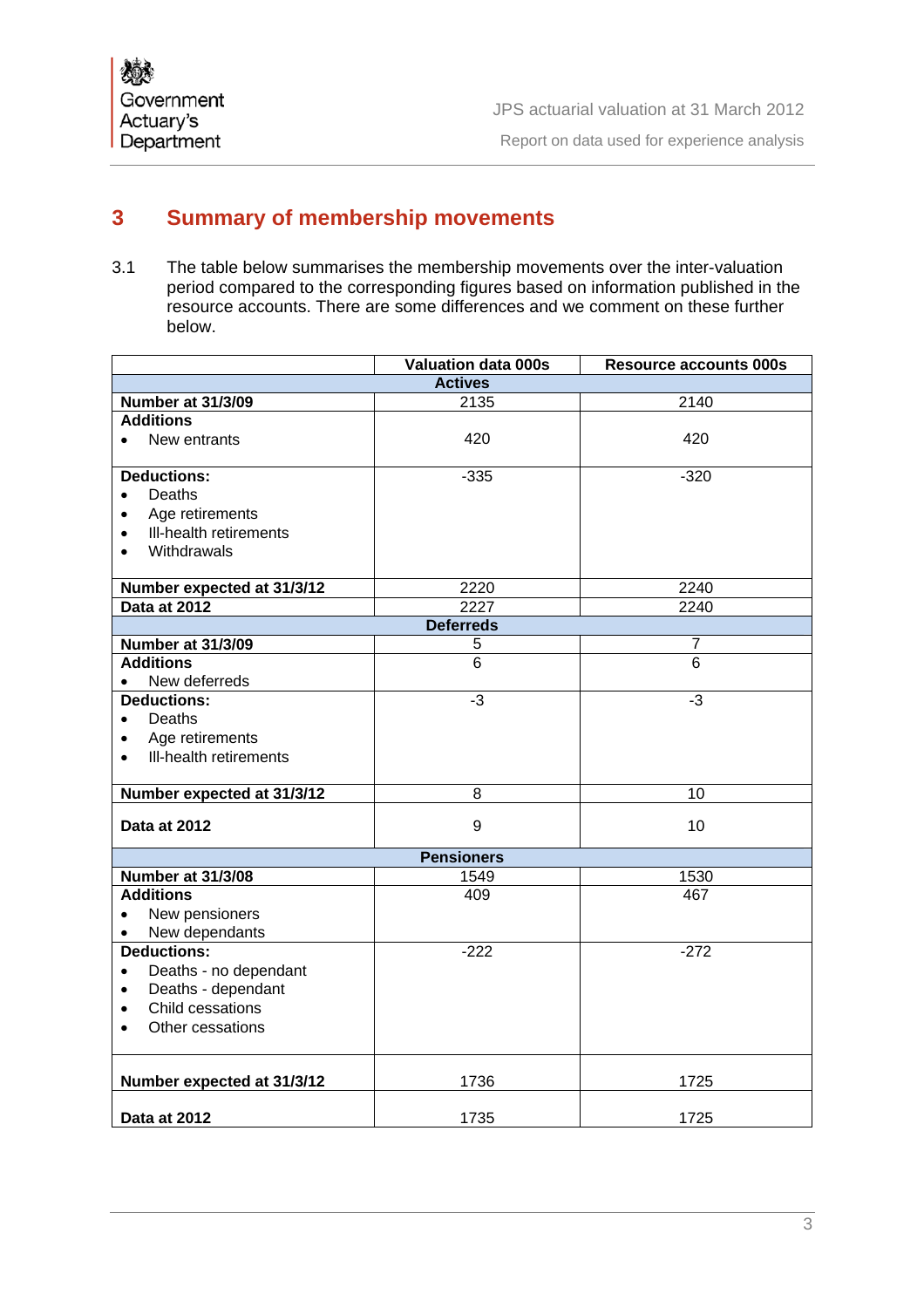## 3 Summary of membership movements

3.1 The table below summarises the membership movements over the inter-valuation period compared to the corresponding figures based on information published in the resource accounts. There are some differences and we comment on these further below.

| | Valuation data 000s | Resource accounts 000s |
|---|---|---|
| **Actives** | | |
| **Number at 31/3/09** | 2135 | 2140 |
| **Additions**<br>• New entrants | 420 | 420 |
| **Deductions:**<br>• Deaths<br>• Age retirements<br>• Ill-health retirements<br>• Withdrawals | -335 | -320 |
| **Number expected at 31/3/12** | 2220 | 2240 |
| **Data at 2012** | 2227 | 2240 |
| **Deferreds** | | |
| **Number at 31/3/09** | 5 | 7 |
| **Additions**<br>• New deferreds | 6 | 6 |
| **Deductions:**<br>• Deaths<br>• Age retirements<br>• Ill-health retirements | -3 | -3 |
| **Number expected at 31/3/12** | 8 | 10 |
| **Data at 2012** | 9 | 10 |
| **Pensioners** | | |
| **Number at 31/3/08** | 1549 | 1530 |
| **Additions**<br>• New pensioners<br>• New dependants | 409 | 467 |
| **Deductions:**<br>• Deaths - no dependant<br>• Deaths - dependant<br>• Child cessations<br>• Other cessations | -222 | -272 |
| **Number expected at 31/3/12** | 1736 | 1725 |
| **Data at 2012** | 1735 | 1725 |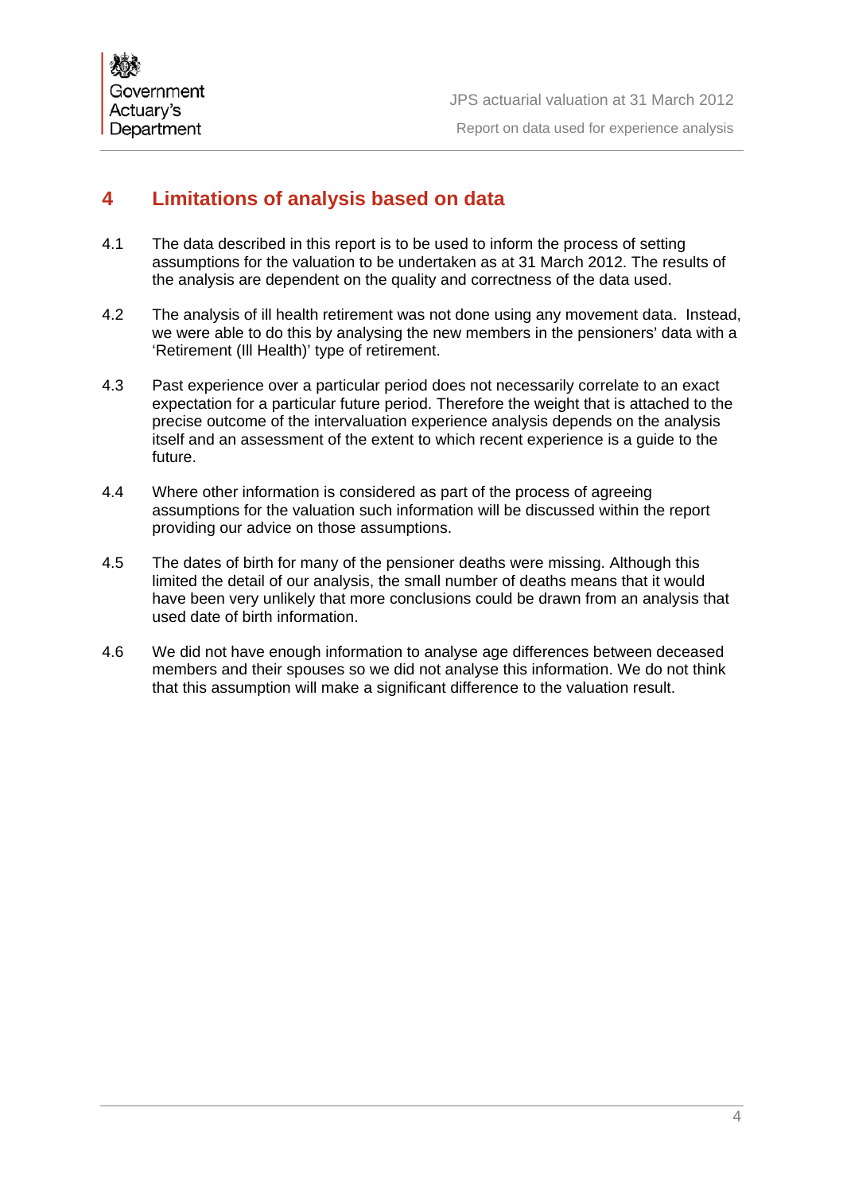## 4 Limitations of analysis based on data

4.1 The data described in this report is to be used to inform the process of setting assumptions for the valuation to be undertaken as at 31 March 2012. The results of the analysis are dependent on the quality and correctness of the data used.

4.2 The analysis of ill health retirement was not done using any movement data. Instead, we were able to do this by analysing the new members in the pensioners' data with a 'Retirement (Ill Health)' type of retirement.

4.3 Past experience over a particular period does not necessarily correlate to an exact expectation for a particular future period. Therefore the weight that is attached to the precise outcome of the intervaluation experience analysis depends on the analysis itself and an assessment of the extent to which recent experience is a guide to the future.

4.4 Where other information is considered as part of the process of agreeing assumptions for the valuation such information will be discussed within the report providing our advice on those assumptions.

4.5 The dates of birth for many of the pensioner deaths were missing. Although this limited the detail of our analysis, the small number of deaths means that it would have been very unlikely that more conclusions could be drawn from an analysis that used date of birth information.

4.6 We did not have enough information to analyse age differences between deceased members and their spouses so we did not analyse this information. We do not think that this assumption will make a significant difference to the valuation result.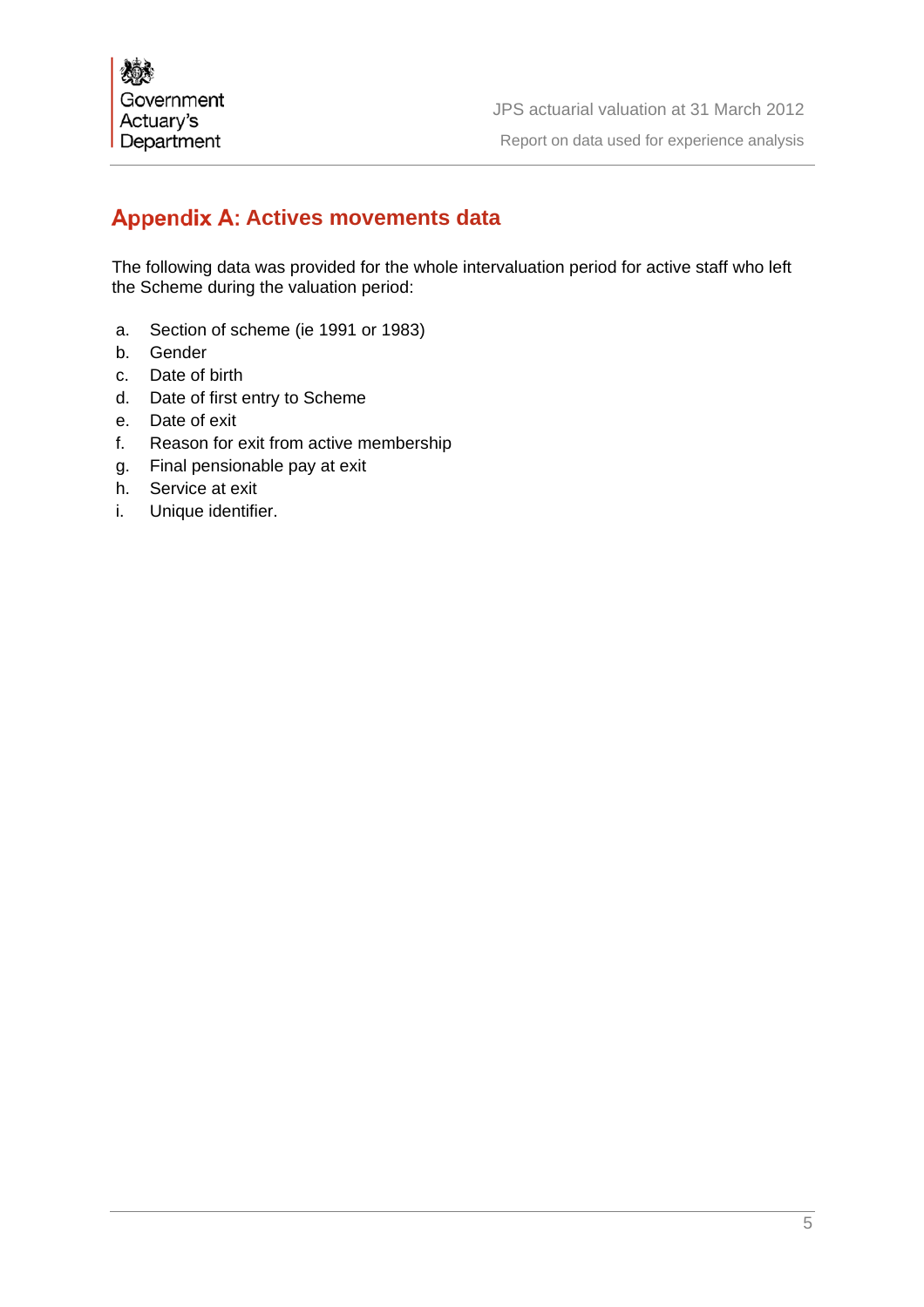# Appendix A: Actives movements data

The following data was provided for the whole intervaluation period for active staff who left the Scheme during the valuation period:

a. Section of scheme (ie 1991 or 1983)
b. Gender
c. Date of birth
d. Date of first entry to Scheme
e. Date of exit
f. Reason for exit from active membership
g. Final pensionable pay at exit
h. Service at exit
i. Unique identifier.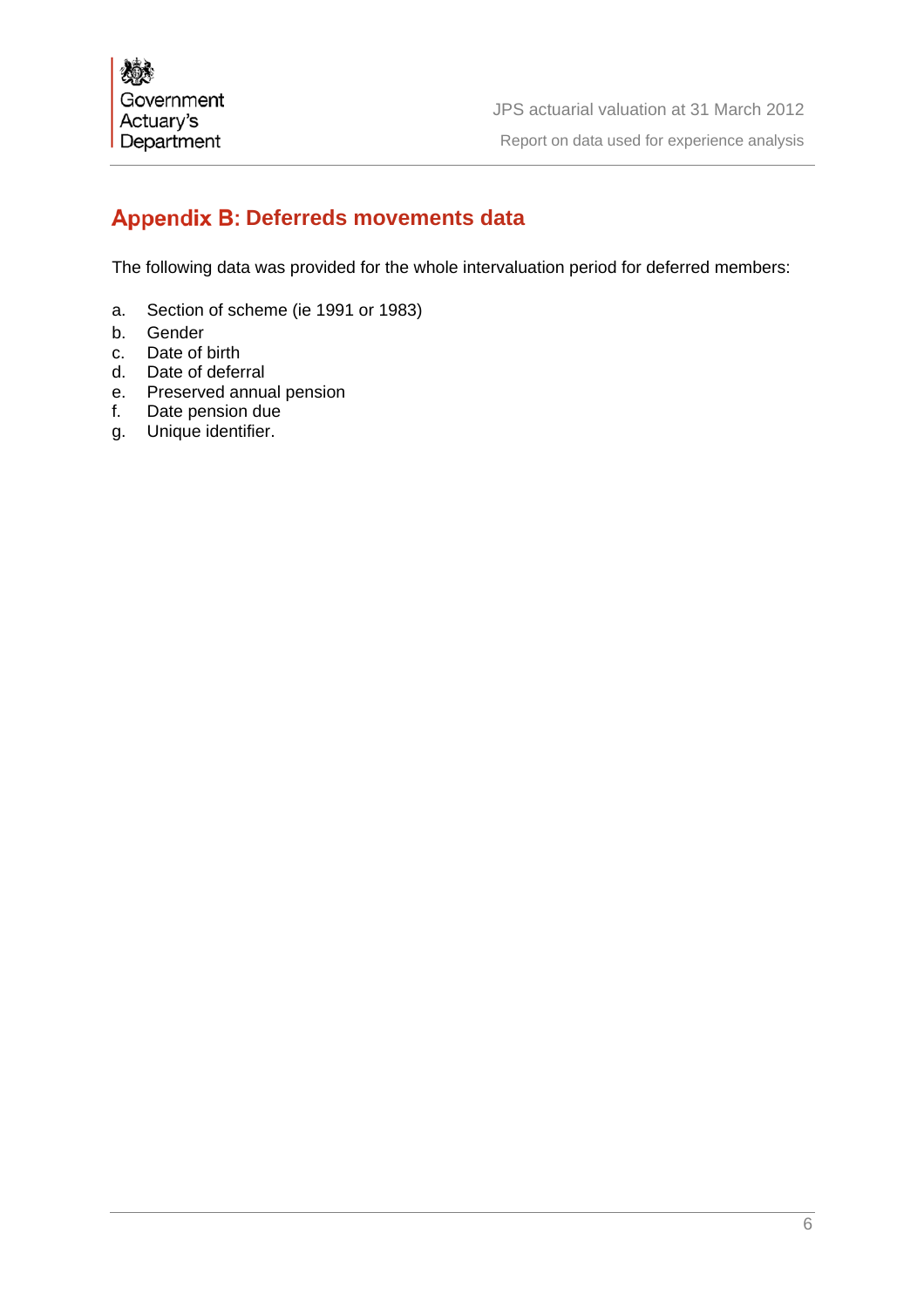## Appendix B: Deferreds movements data

The following data was provided for the whole intervaluation period for deferred members:

a. Section of scheme (ie 1991 or 1983)
b. Gender
c. Date of birth
d. Date of deferral
e. Preserved annual pension
f. Date pension due
g. Unique identifier.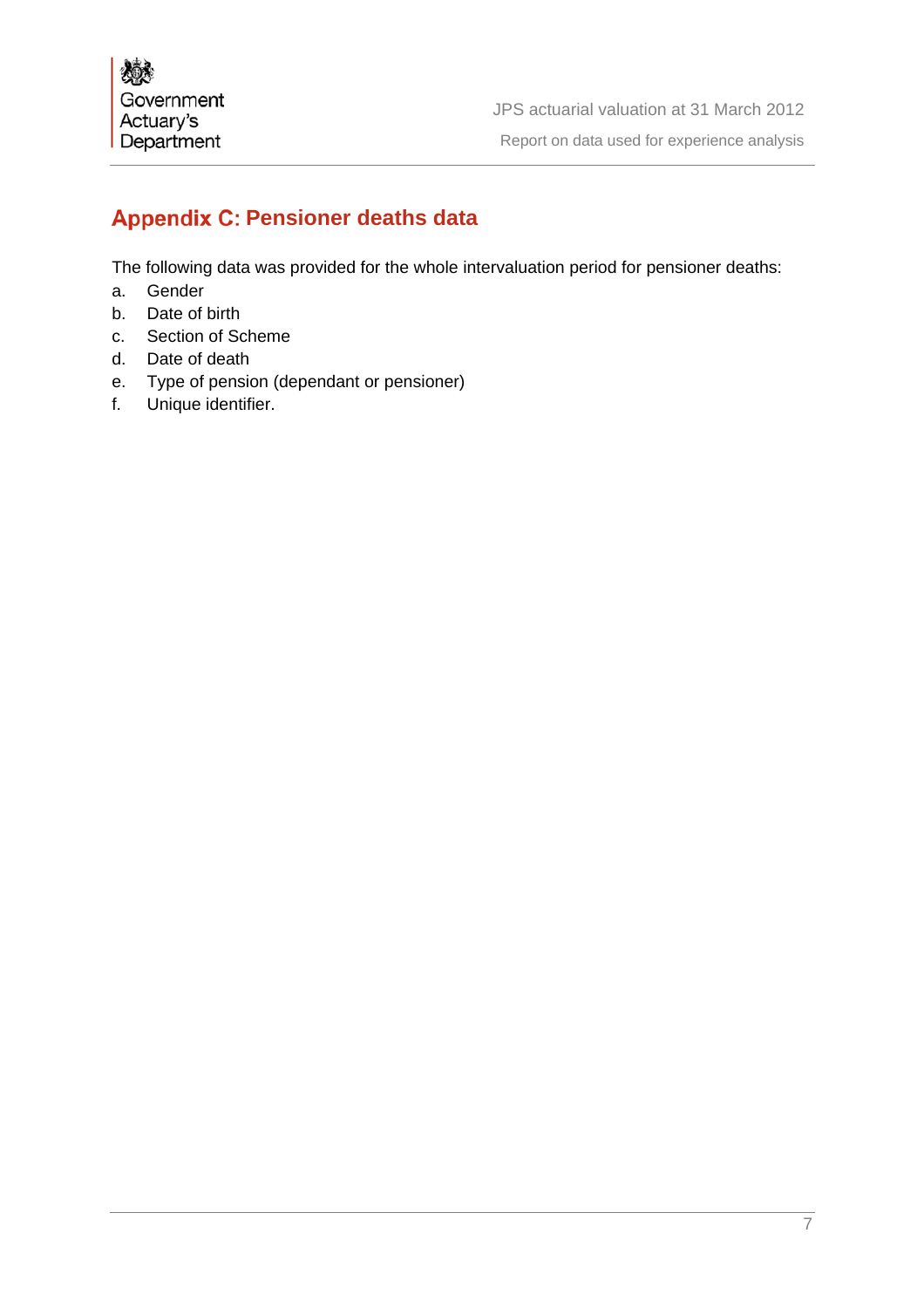## Appendix C: Pensioner deaths data

The following data was provided for the whole intervaluation period for pensioner deaths:

a. Gender
b. Date of birth
c. Section of Scheme
d. Date of death
e. Type of pension (dependant or pensioner)
f. Unique identifier.